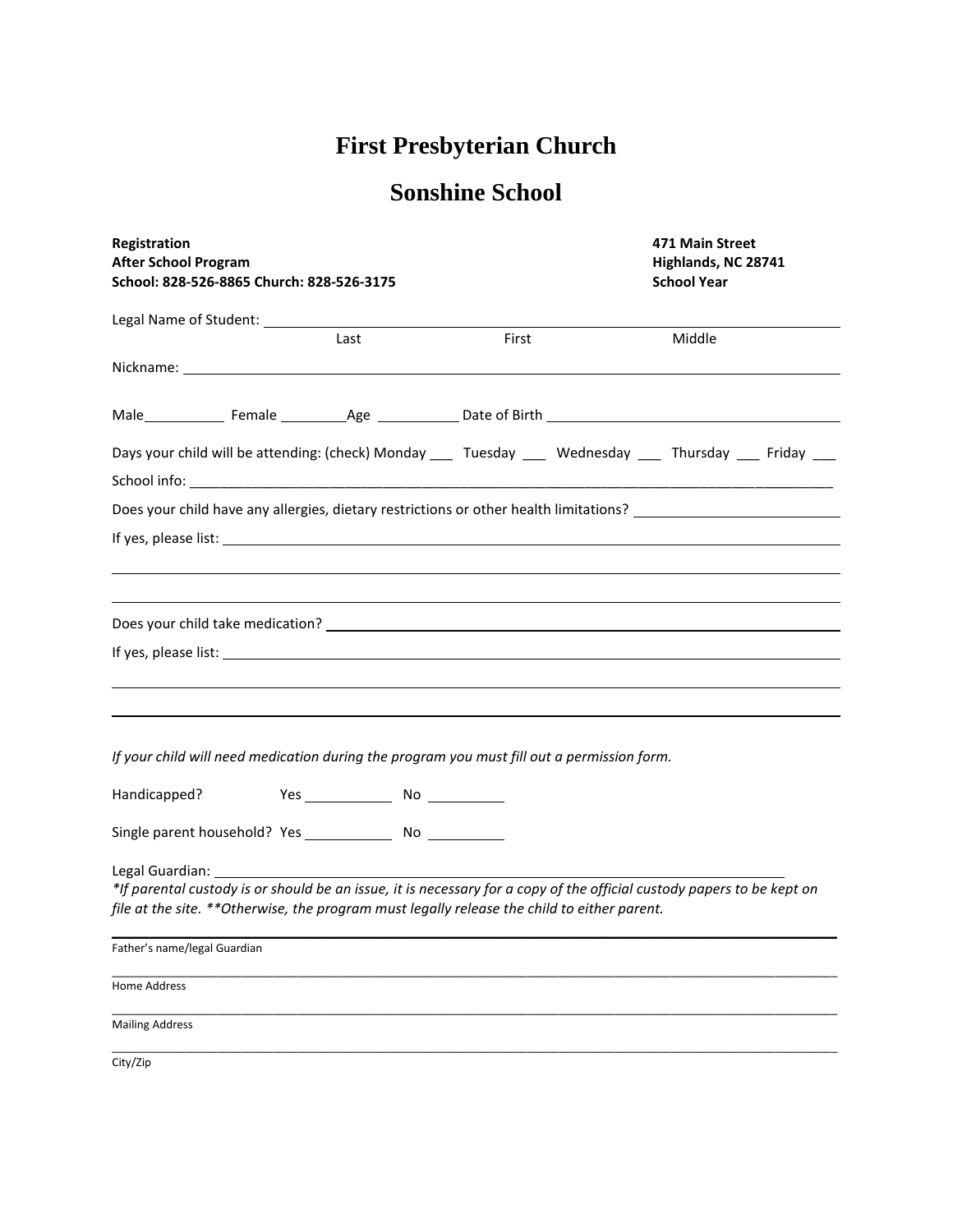# First Presbyterian Church

## Sonshine School

**Registration**
**After School Program**
**School: 828-526-8865 Church: 828-526-3175**

**471 Main Street**
**Highlands, NC 28741**
**School Year**

Legal Name of Student: ______________________________________________
Last First Middle

Nickname: ______________________________________________

Male__________ Female ________Age __________ Date of Birth ______________________

Days your child will be attending: (check) Monday ___ Tuesday ___ Wednesday ___ Thursday ___ Friday ___

School info: ______________________________________________

Does your child have any allergies, dietary restrictions or other health limitations? ______________

If yes, please list: ______________________________________________

______________________________________________

______________________________________________

Does your child take medication? ______________________________________________

If yes, please list: ______________________________________________

______________________________________________

______________________________________________

*If your child will need medication during the program you must fill out a permission form.*

Handicapped? Yes __________ No _________

Single parent household? Yes __________ No _________

Legal Guardian: ______________________________________________

*\*If parental custody is or should be an issue, it is necessary for a copy of the official custody papers to be kept on file at the site. \*\*Otherwise, the program must legally release the child to either parent.*

______________________________________________
Father's name/legal Guardian

______________________________________________
Home Address

______________________________________________
Mailing Address

______________________________________________
City/Zip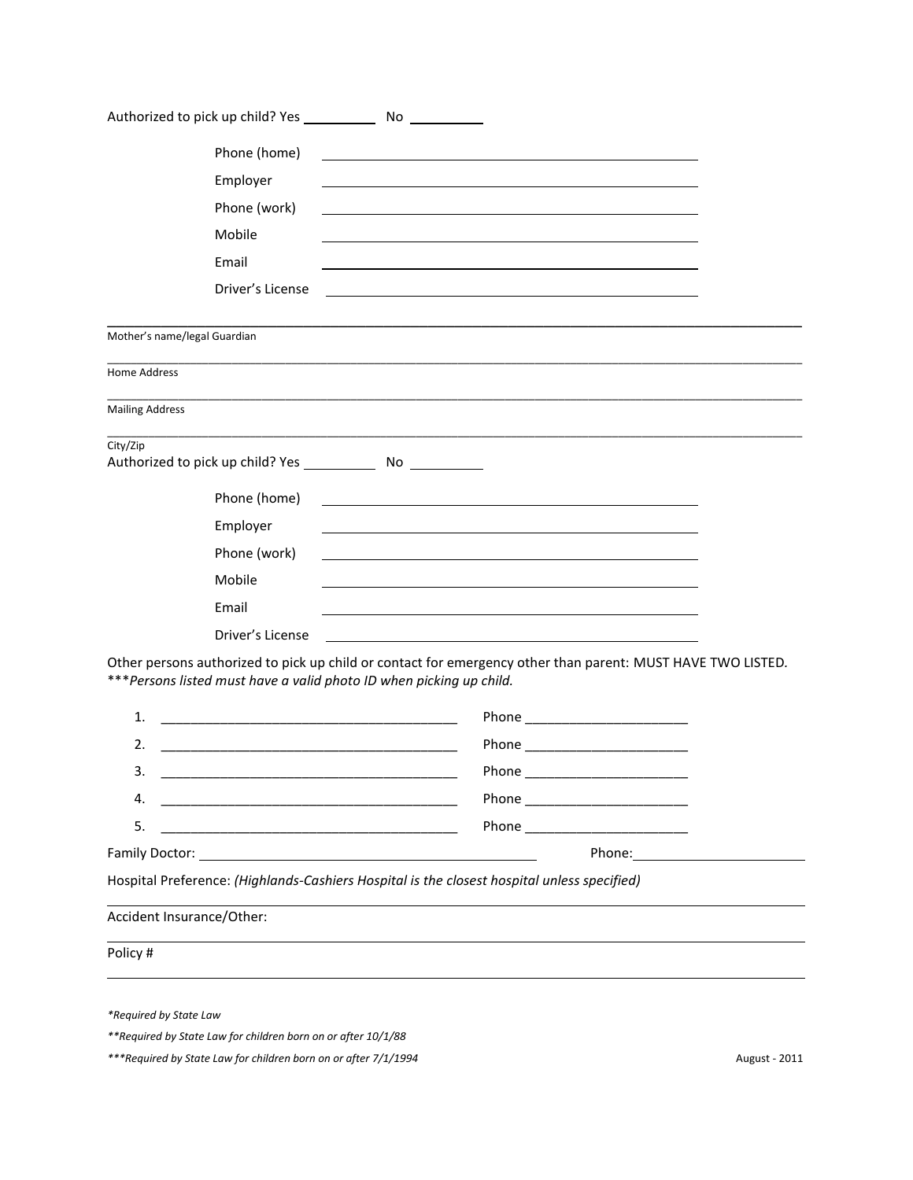Authorized to pick up child? Yes __________ No __________

Phone (home) ______________________________

Employer ______________________________

Phone (work) ______________________________

Mobile ______________________________

Email ______________________________

Driver's License ______________________________

______________________________________________________________
Mother's name/legal Guardian

______________________________________________________________
Home Address

______________________________________________________________
Mailing Address

______________________________________________________________
City/Zip

Authorized to pick up child? Yes __________ No __________

Phone (home) ______________________________

Employer ______________________________

Phone (work) ______________________________

Mobile ______________________________

Email ______________________________

Driver's License ______________________________

Other persons authorized to pick up child or contact for emergency other than parent: MUST HAVE TWO LISTED.
****Persons listed must have a valid photo ID when picking up child.*

1. ________________________________________ Phone ______________________
2. ________________________________________ Phone ______________________
3. ________________________________________ Phone ______________________
4. ________________________________________ Phone ______________________
5. ________________________________________ Phone ______________________

Family Doctor: ________________________________________ Phone: ______________________

Hospital Preference: *(Highlands-Cashiers Hospital is the closest hospital unless specified)*

______________________________________________________________

Accident Insurance/Other:

______________________________________________________________

Policy #

______________________________________________________________

**Required by State Law*

***Required by State Law for children born on or after 10/1/88*

****Required by State Law for children born on or after 7/1/1994*

August - 2011